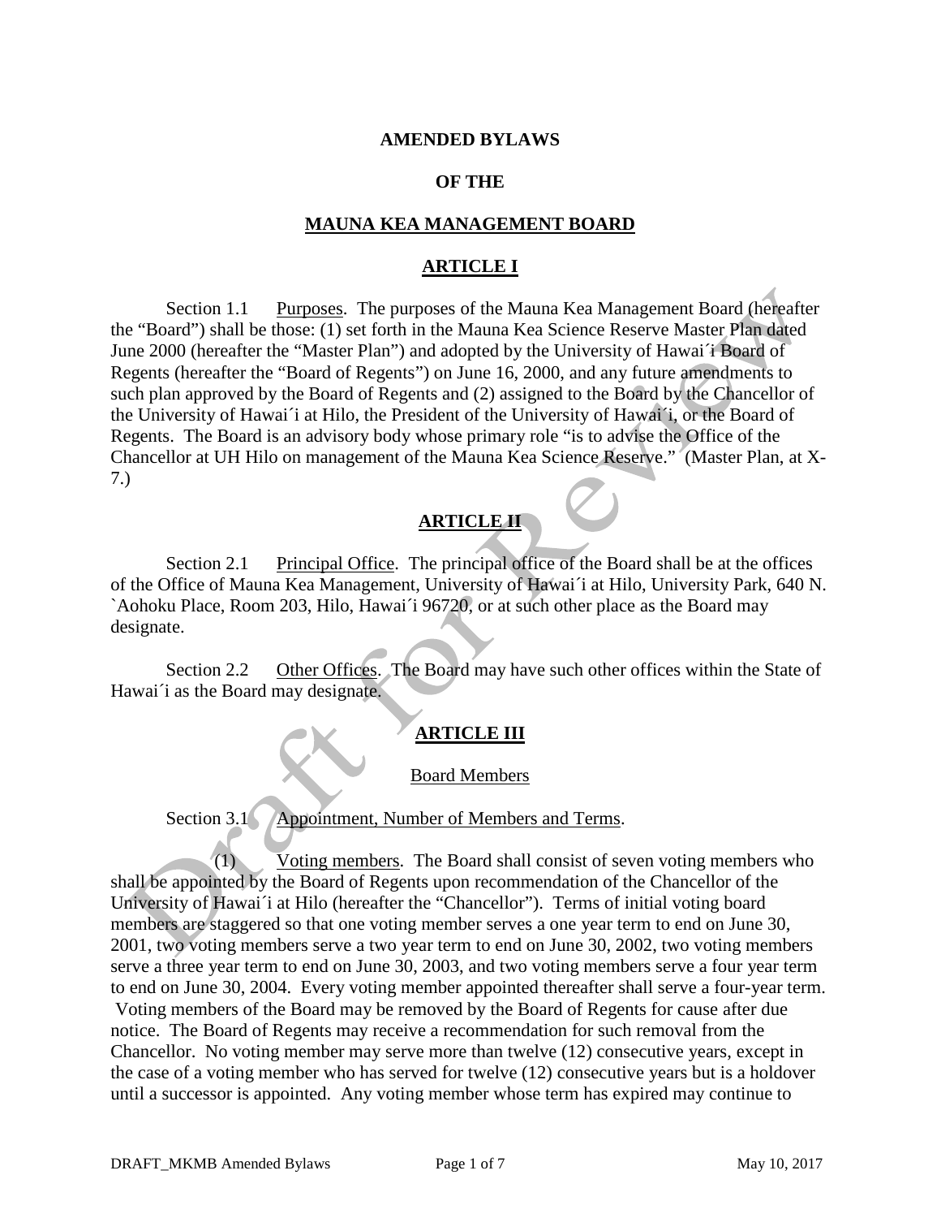**AMENDED BYLAWS**

**OF THE**

**MAUNA KEA MANAGEMENT BOARD**

## ARTICLE I

Section 1.1 Purposes. The purposes of the Mauna Kea Management Board (hereafter the "Board") shall be those: (1) set forth in the Mauna Kea Science Reserve Master Plan dated June 2000 (hereafter the "Master Plan") and adopted by the University of Hawai´i Board of Regents (hereafter the "Board of Regents") on June 16, 2000, and any future amendments to such plan approved by the Board of Regents and (2) assigned to the Board by the Chancellor of the University of Hawai´i at Hilo, the President of the University of Hawai´i, or the Board of Regents. The Board is an advisory body whose primary role "is to advise the Office of the Chancellor at UH Hilo on management of the Mauna Kea Science Reserve." (Master Plan, at X-7.)

## ARTICLE II

Section 2.1 Principal Office. The principal office of the Board shall be at the offices of the Office of Mauna Kea Management, University of Hawai´i at Hilo, University Park, 640 N. `Aohoku Place, Room 203, Hilo, Hawai´i 96720, or at such other place as the Board may designate.

Section 2.2 Other Offices. The Board may have such other offices within the State of Hawai´i as the Board may designate.

## ARTICLE III

Board Members

Section 3.1 Appointment, Number of Members and Terms.

(1) Voting members. The Board shall consist of seven voting members who shall be appointed by the Board of Regents upon recommendation of the Chancellor of the University of Hawai´i at Hilo (hereafter the "Chancellor"). Terms of initial voting board members are staggered so that one voting member serves a one year term to end on June 30, 2001, two voting members serve a two year term to end on June 30, 2002, two voting members serve a three year term to end on June 30, 2003, and two voting members serve a four year term to end on June 30, 2004. Every voting member appointed thereafter shall serve a four-year term. Voting members of the Board may be removed by the Board of Regents for cause after due notice. The Board of Regents may receive a recommendation for such removal from the Chancellor. No voting member may serve more than twelve (12) consecutive years, except in the case of a voting member who has served for twelve (12) consecutive years but is a holdover until a successor is appointed. Any voting member whose term has expired may continue to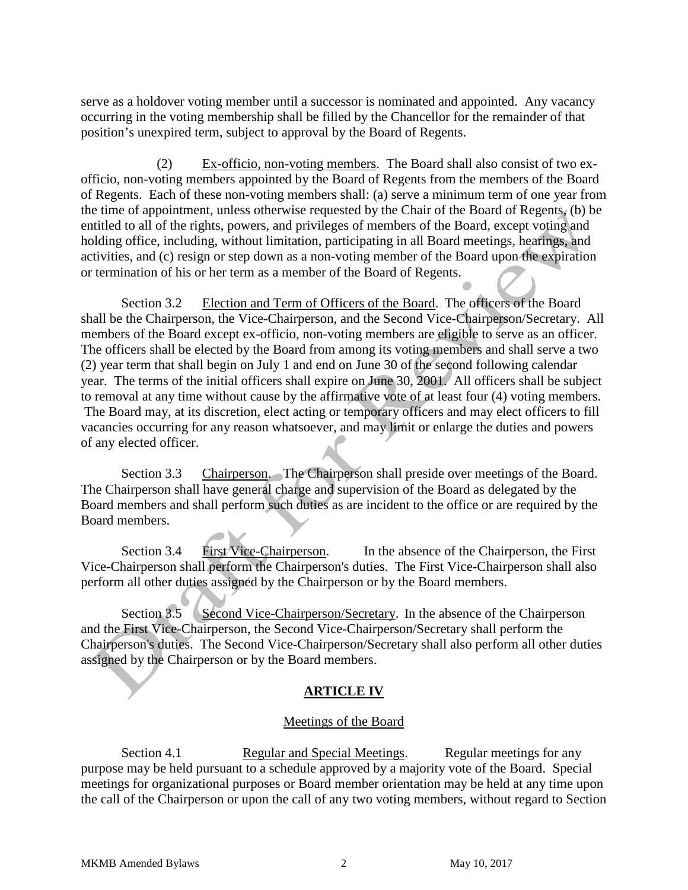serve as a holdover voting member until a successor is nominated and appointed. Any vacancy occurring in the voting membership shall be filled by the Chancellor for the remainder of that position's unexpired term, subject to approval by the Board of Regents.

(2) Ex-officio, non-voting members. The Board shall also consist of two ex-officio, non-voting members appointed by the Board of Regents from the members of the Board of Regents. Each of these non-voting members shall: (a) serve a minimum term of one year from the time of appointment, unless otherwise requested by the Chair of the Board of Regents, (b) be entitled to all of the rights, powers, and privileges of members of the Board, except voting and holding office, including, without limitation, participating in all Board meetings, hearings, and activities, and (c) resign or step down as a non-voting member of the Board upon the expiration or termination of his or her term as a member of the Board of Regents.

Section 3.2 Election and Term of Officers of the Board. The officers of the Board shall be the Chairperson, the Vice-Chairperson, and the Second Vice-Chairperson/Secretary. All members of the Board except ex-officio, non-voting members are eligible to serve as an officer. The officers shall be elected by the Board from among its voting members and shall serve a two (2) year term that shall begin on July 1 and end on June 30 of the second following calendar year. The terms of the initial officers shall expire on June 30, 2001. All officers shall be subject to removal at any time without cause by the affirmative vote of at least four (4) voting members. The Board may, at its discretion, elect acting or temporary officers and may elect officers to fill vacancies occurring for any reason whatsoever, and may limit or enlarge the duties and powers of any elected officer.

Section 3.3 Chairperson. The Chairperson shall preside over meetings of the Board. The Chairperson shall have general charge and supervision of the Board as delegated by the Board members and shall perform such duties as are incident to the office or are required by the Board members.

Section 3.4 First Vice-Chairperson. In the absence of the Chairperson, the First Vice-Chairperson shall perform the Chairperson's duties. The First Vice-Chairperson shall also perform all other duties assigned by the Chairperson or by the Board members.

Section 3.5 Second Vice-Chairperson/Secretary. In the absence of the Chairperson and the First Vice-Chairperson, the Second Vice-Chairperson/Secretary shall perform the Chairperson's duties. The Second Vice-Chairperson/Secretary shall also perform all other duties assigned by the Chairperson or by the Board members.

## ARTICLE IV

### Meetings of the Board

Section 4.1 Regular and Special Meetings. Regular meetings for any purpose may be held pursuant to a schedule approved by a majority vote of the Board. Special meetings for organizational purposes or Board member orientation may be held at any time upon the call of the Chairperson or upon the call of any two voting members, without regard to Section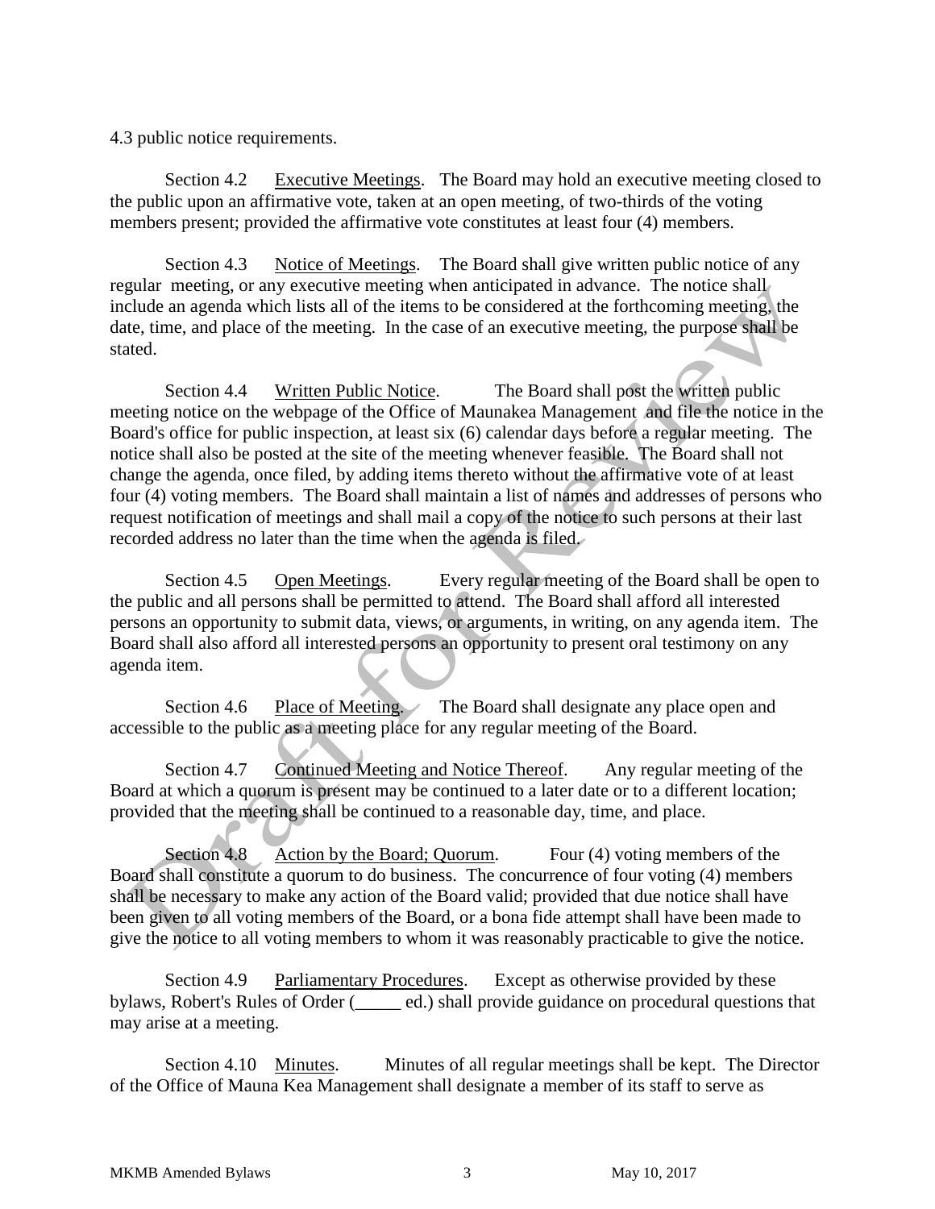4.3 public notice requirements.

Section 4.2 Executive Meetings. The Board may hold an executive meeting closed to the public upon an affirmative vote, taken at an open meeting, of two-thirds of the voting members present; provided the affirmative vote constitutes at least four (4) members.

Section 4.3 Notice of Meetings. The Board shall give written public notice of any regular meeting, or any executive meeting when anticipated in advance. The notice shall include an agenda which lists all of the items to be considered at the forthcoming meeting, the date, time, and place of the meeting. In the case of an executive meeting, the purpose shall be stated.

Section 4.4 Written Public Notice. The Board shall post the written public meeting notice on the webpage of the Office of Maunakea Management and file the notice in the Board's office for public inspection, at least six (6) calendar days before a regular meeting. The notice shall also be posted at the site of the meeting whenever feasible. The Board shall not change the agenda, once filed, by adding items thereto without the affirmative vote of at least four (4) voting members. The Board shall maintain a list of names and addresses of persons who request notification of meetings and shall mail a copy of the notice to such persons at their last recorded address no later than the time when the agenda is filed.

Section 4.5 Open Meetings. Every regular meeting of the Board shall be open to the public and all persons shall be permitted to attend. The Board shall afford all interested persons an opportunity to submit data, views, or arguments, in writing, on any agenda item. The Board shall also afford all interested persons an opportunity to present oral testimony on any agenda item.

Section 4.6 Place of Meeting. The Board shall designate any place open and accessible to the public as a meeting place for any regular meeting of the Board.

Section 4.7 Continued Meeting and Notice Thereof. Any regular meeting of the Board at which a quorum is present may be continued to a later date or to a different location; provided that the meeting shall be continued to a reasonable day, time, and place.

Section 4.8 Action by the Board; Quorum. Four (4) voting members of the Board shall constitute a quorum to do business. The concurrence of four voting (4) members shall be necessary to make any action of the Board valid; provided that due notice shall have been given to all voting members of the Board, or a bona fide attempt shall have been made to give the notice to all voting members to whom it was reasonably practicable to give the notice.

Section 4.9 Parliamentary Procedures. Except as otherwise provided by these bylaws, Robert's Rules of Order (_____ ed.) shall provide guidance on procedural questions that may arise at a meeting.

Section 4.10 Minutes. Minutes of all regular meetings shall be kept. The Director of the Office of Mauna Kea Management shall designate a member of its staff to serve as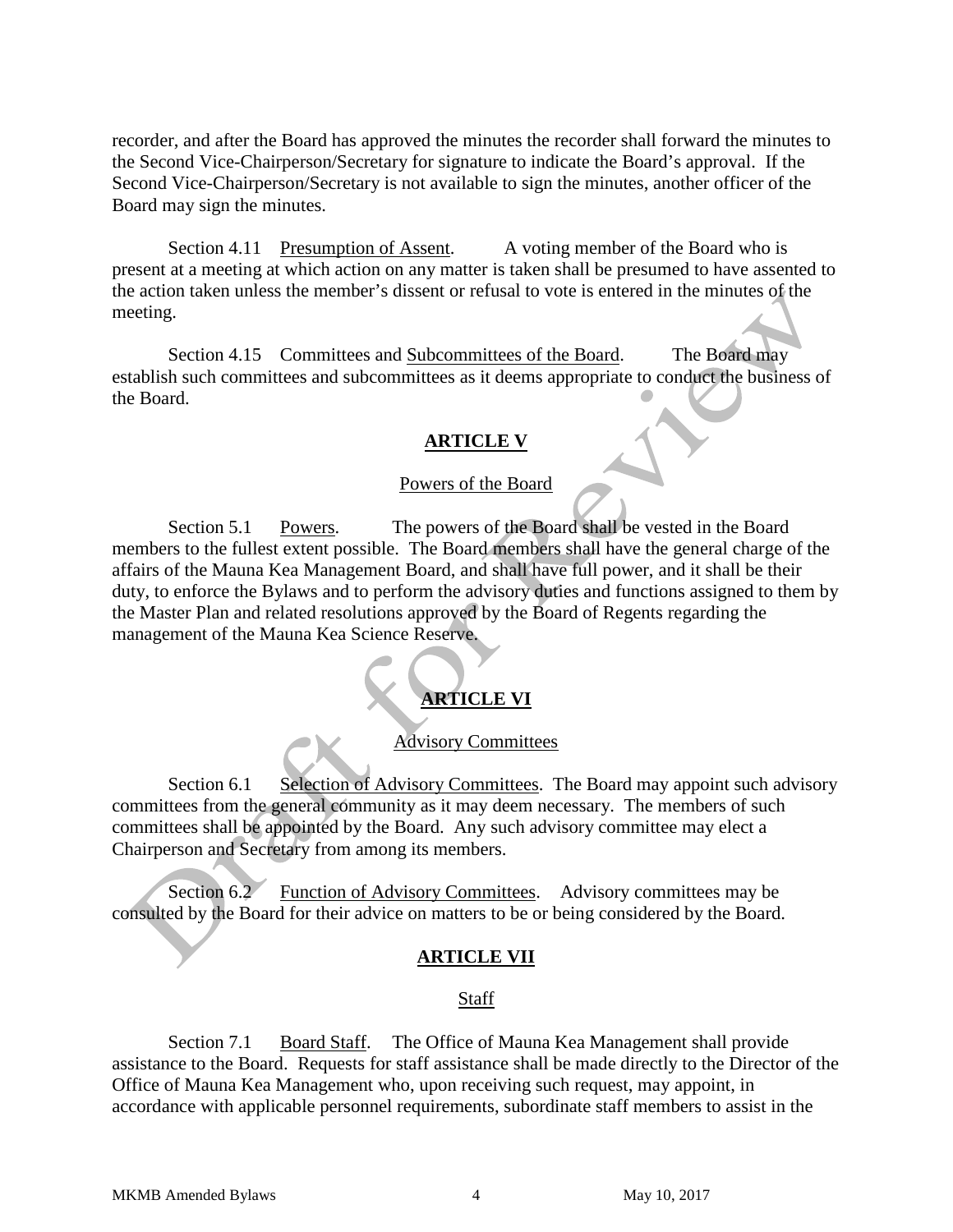recorder, and after the Board has approved the minutes the recorder shall forward the minutes to the Second Vice-Chairperson/Secretary for signature to indicate the Board's approval. If the Second Vice-Chairperson/Secretary is not available to sign the minutes, another officer of the Board may sign the minutes.

Section 4.11 Presumption of Assent. A voting member of the Board who is present at a meeting at which action on any matter is taken shall be presumed to have assented to the action taken unless the member's dissent or refusal to vote is entered in the minutes of the meeting.

Section 4.15 Committees and Subcommittees of the Board. The Board may establish such committees and subcommittees as it deems appropriate to conduct the business of the Board.

## ARTICLE V

Powers of the Board

Section 5.1 Powers. The powers of the Board shall be vested in the Board members to the fullest extent possible. The Board members shall have the general charge of the affairs of the Mauna Kea Management Board, and shall have full power, and it shall be their duty, to enforce the Bylaws and to perform the advisory duties and functions assigned to them by the Master Plan and related resolutions approved by the Board of Regents regarding the management of the Mauna Kea Science Reserve.

## ARTICLE VI

Advisory Committees

Section 6.1 Selection of Advisory Committees. The Board may appoint such advisory committees from the general community as it may deem necessary. The members of such committees shall be appointed by the Board. Any such advisory committee may elect a Chairperson and Secretary from among its members.

Section 6.2 Function of Advisory Committees. Advisory committees may be consulted by the Board for their advice on matters to be or being considered by the Board.

## ARTICLE VII

Staff

Section 7.1 Board Staff. The Office of Mauna Kea Management shall provide assistance to the Board. Requests for staff assistance shall be made directly to the Director of the Office of Mauna Kea Management who, upon receiving such request, may appoint, in accordance with applicable personnel requirements, subordinate staff members to assist in the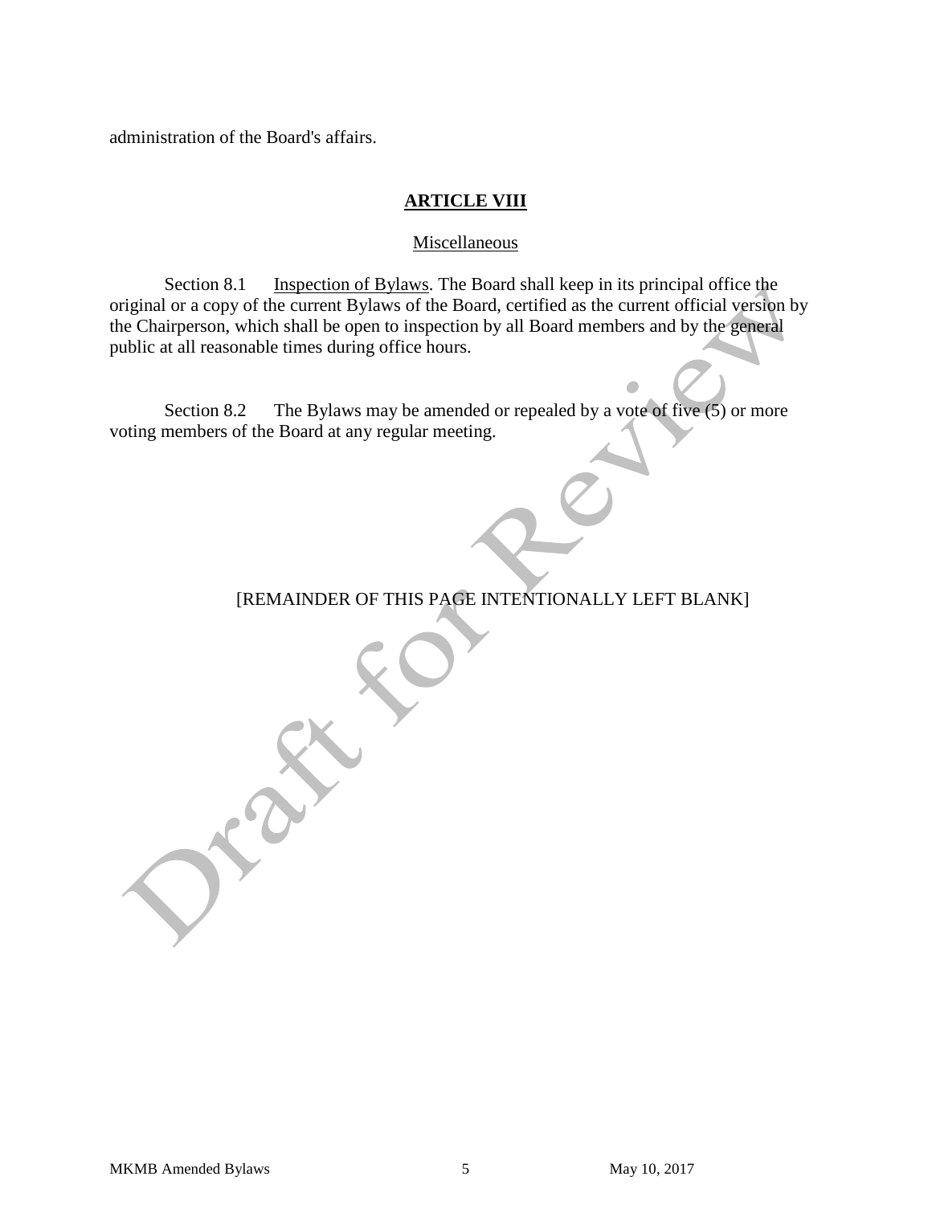administration of the Board's affairs.

## ARTICLE VIII

Miscellaneous

Section 8.1 Inspection of Bylaws. The Board shall keep in its principal office the original or a copy of the current Bylaws of the Board, certified as the current official version by the Chairperson, which shall be open to inspection by all Board members and by the general public at all reasonable times during office hours.

Section 8.2 The Bylaws may be amended or repealed by a vote of five (5) or more voting members of the Board at any regular meeting.

[REMAINDER OF THIS PAGE INTENTIONALLY LEFT BLANK]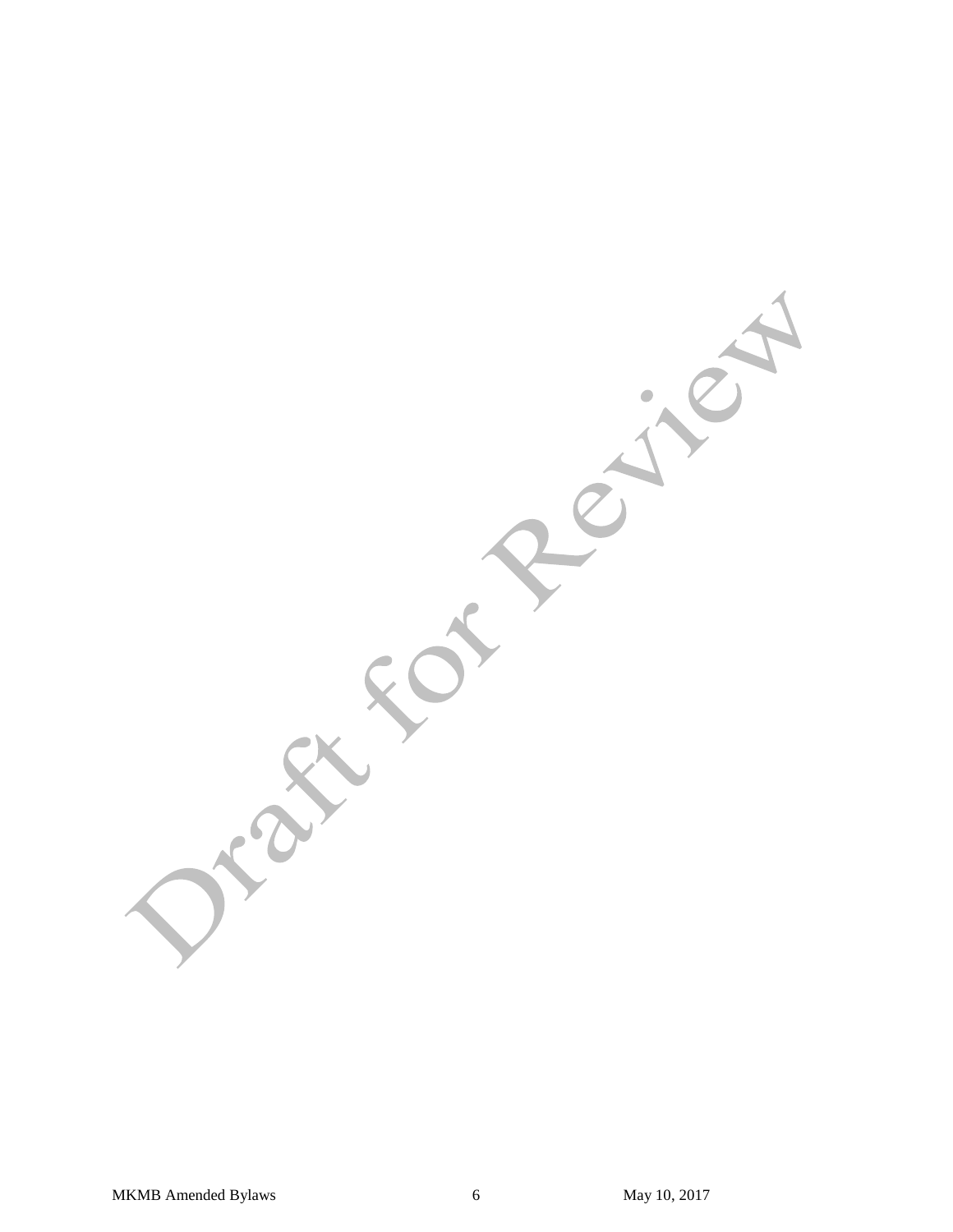Draft for Review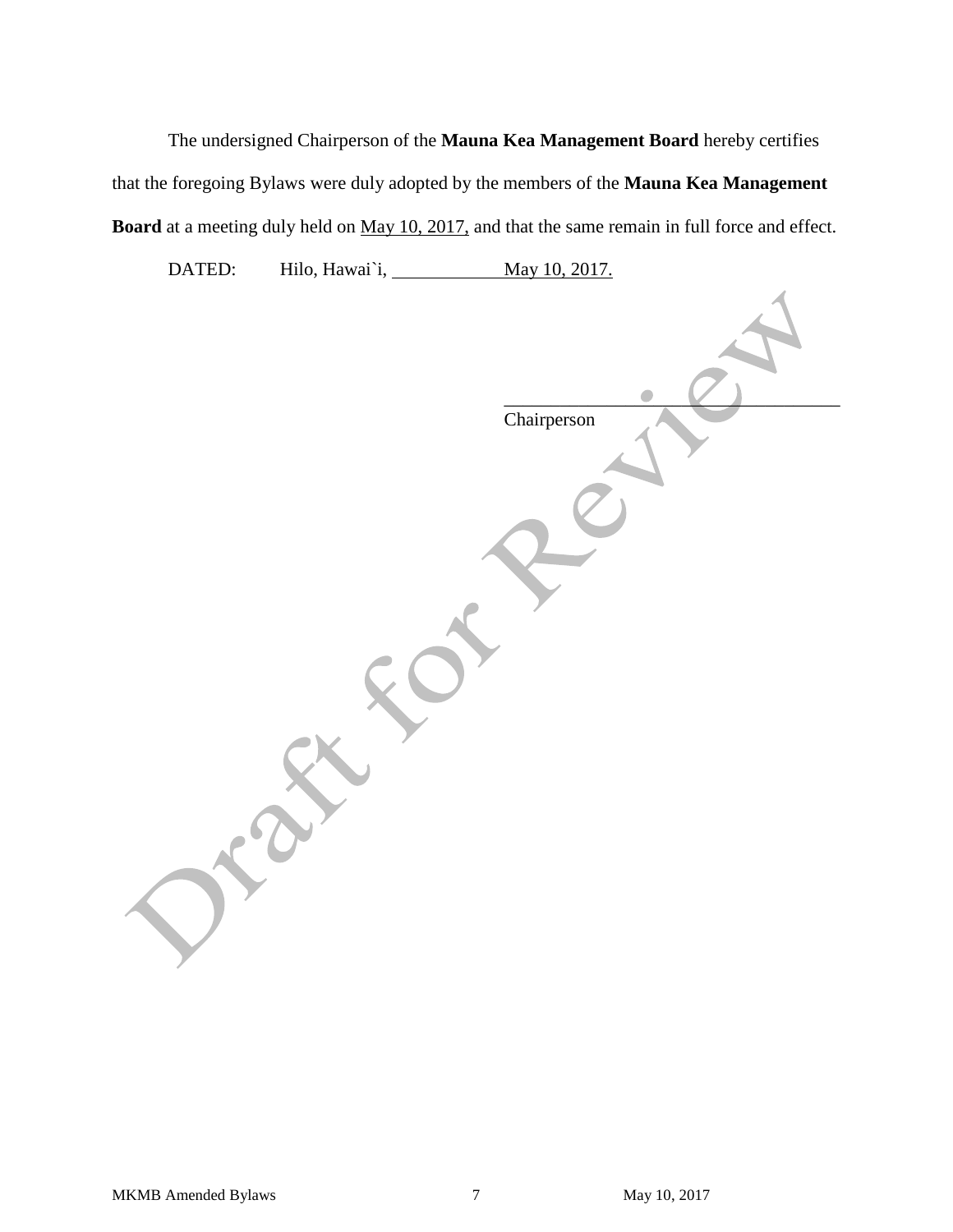The undersigned Chairperson of the **Mauna Kea Management Board** hereby certifies that the foregoing Bylaws were duly adopted by the members of the **Mauna Kea Management Board** at a meeting duly held on May 10, 2017, and that the same remain in full force and effect.

DATED: Hilo, Hawai`i, May 10, 2017.

\_\_\_\_\_\_\_\_\_\_\_\_\_\_\_\_\_\_\_\_\_\_\_\_\_\_\_\_\_\_\_\_\_\_\_\_

Chairperson

Draft for Review